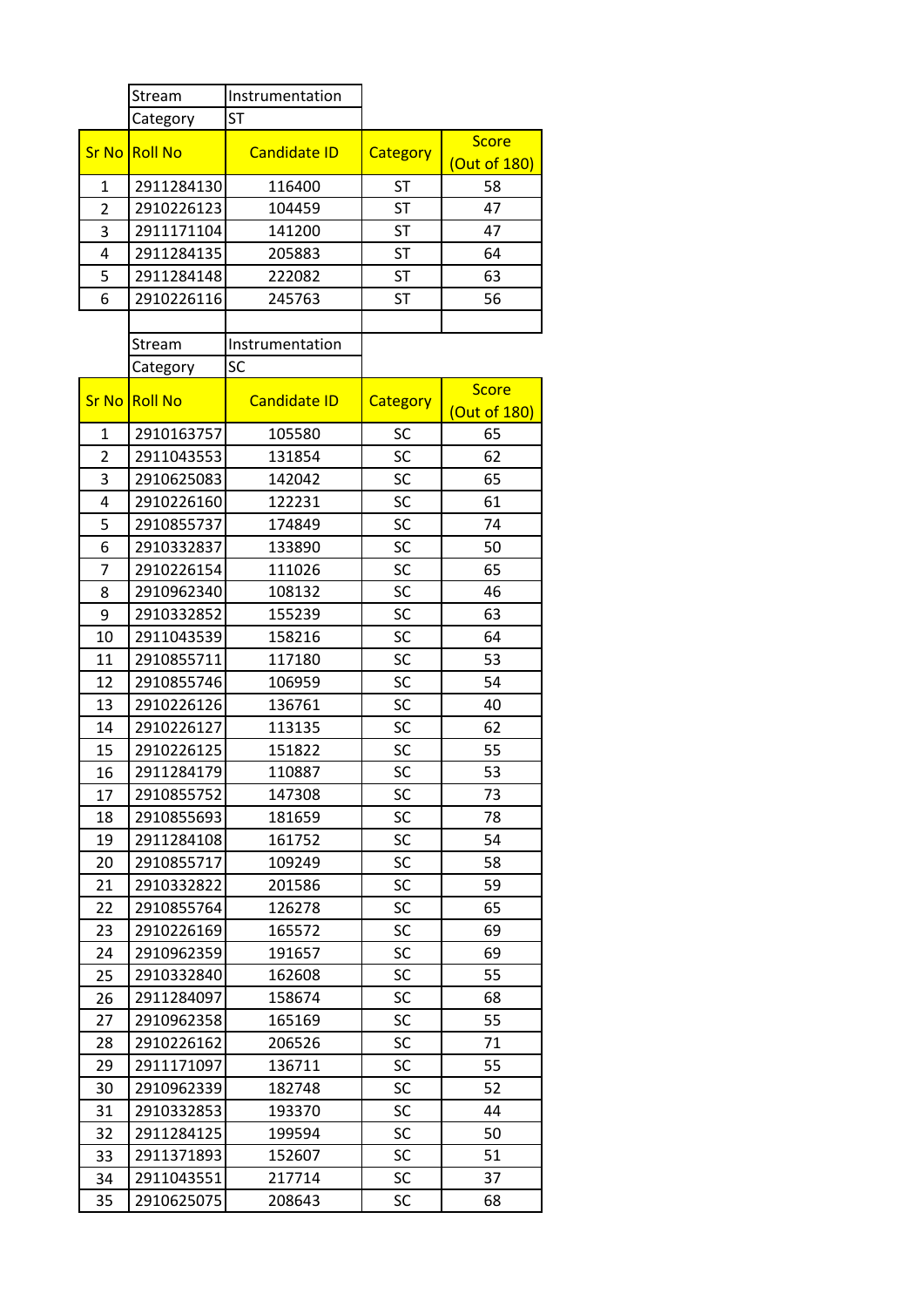| Stream | Instrumentation |
|---|---|
| Category | ST |

| Sr No | Roll No | Candidate ID | Category | Score (Out of 180) |
|---|---|---|---|---|
| 1 | 2911284130 | 116400 | ST | 58 |
| 2 | 2910226123 | 104459 | ST | 47 |
| 3 | 2911171104 | 141200 | ST | 47 |
| 4 | 2911284135 | 205883 | ST | 64 |
| 5 | 2911284148 | 222082 | ST | 63 |
| 6 | 2910226116 | 245763 | ST | 56 |

| Stream | Instrumentation |
|---|---|
| Category | SC |

| Sr No | Roll No | Candidate ID | Category | Score (Out of 180) |
|---|---|---|---|---|
| 1 | 2910163757 | 105580 | SC | 65 |
| 2 | 2911043553 | 131854 | SC | 62 |
| 3 | 2910625083 | 142042 | SC | 65 |
| 4 | 2910226160 | 122231 | SC | 61 |
| 5 | 2910855737 | 174849 | SC | 74 |
| 6 | 2910332837 | 133890 | SC | 50 |
| 7 | 2910226154 | 111026 | SC | 65 |
| 8 | 2910962340 | 108132 | SC | 46 |
| 9 | 2910332852 | 155239 | SC | 63 |
| 10 | 2911043539 | 158216 | SC | 64 |
| 11 | 2910855711 | 117180 | SC | 53 |
| 12 | 2910855746 | 106959 | SC | 54 |
| 13 | 2910226126 | 136761 | SC | 40 |
| 14 | 2910226127 | 113135 | SC | 62 |
| 15 | 2910226125 | 151822 | SC | 55 |
| 16 | 2911284179 | 110887 | SC | 53 |
| 17 | 2910855752 | 147308 | SC | 73 |
| 18 | 2910855693 | 181659 | SC | 78 |
| 19 | 2911284108 | 161752 | SC | 54 |
| 20 | 2910855717 | 109249 | SC | 58 |
| 21 | 2910332822 | 201586 | SC | 59 |
| 22 | 2910855764 | 126278 | SC | 65 |
| 23 | 2910226169 | 165572 | SC | 69 |
| 24 | 2910962359 | 191657 | SC | 69 |
| 25 | 2910332840 | 162608 | SC | 55 |
| 26 | 2911284097 | 158674 | SC | 68 |
| 27 | 2910962358 | 165169 | SC | 55 |
| 28 | 2910226162 | 206526 | SC | 71 |
| 29 | 2911171097 | 136711 | SC | 55 |
| 30 | 2910962339 | 182748 | SC | 52 |
| 31 | 2910332853 | 193370 | SC | 44 |
| 32 | 2911284125 | 199594 | SC | 50 |
| 33 | 2911371893 | 152607 | SC | 51 |
| 34 | 2911043551 | 217714 | SC | 37 |
| 35 | 2910625075 | 208643 | SC | 68 |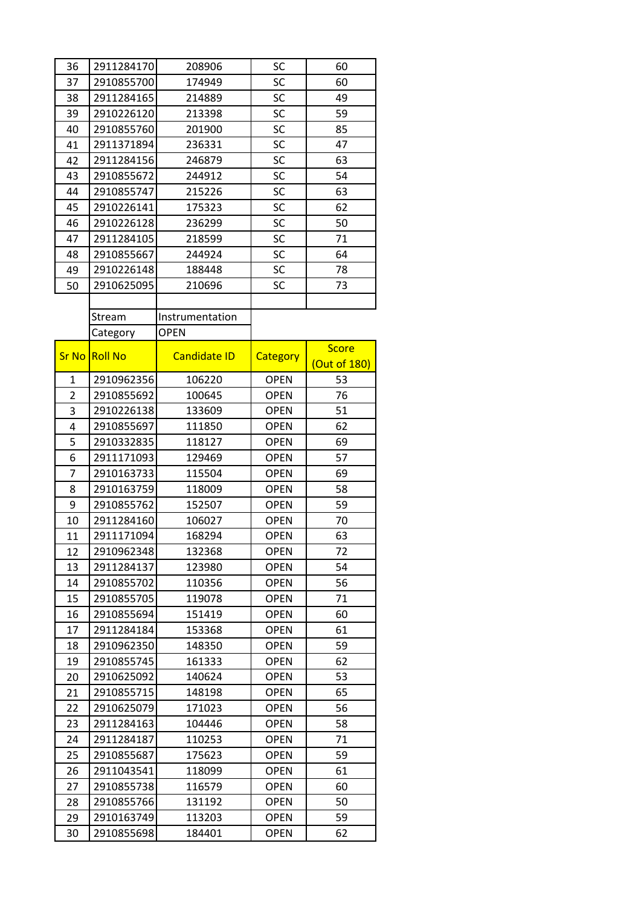| 36 | 2911284170 | 208906 | SC | 60 |
|---|---|---|---|---|
| 37 | 2910855700 | 174949 | SC | 60 |
| 38 | 2911284165 | 214889 | SC | 49 |
| 39 | 2910226120 | 213398 | SC | 59 |
| 40 | 2910855760 | 201900 | SC | 85 |
| 41 | 2911371894 | 236331 | SC | 47 |
| 42 | 2911284156 | 246879 | SC | 63 |
| 43 | 2910855672 | 244912 | SC | 54 |
| 44 | 2910855747 | 215226 | SC | 63 |
| 45 | 2910226141 | 175323 | SC | 62 |
| 46 | 2910226128 | 236299 | SC | 50 |
| 47 | 2911284105 | 218599 | SC | 71 |
| 48 | 2910855667 | 244924 | SC | 64 |
| 49 | 2910226148 | 188448 | SC | 78 |
| 50 | 2910625095 | 210696 | SC | 73 |

| | Stream | Instrumentation |
|---|---|---|
| | Category | OPEN |

| Sr No | Roll No | Candidate ID | Category | Score (Out of 180) |
|---|---|---|---|---|
| 1 | 2910962356 | 106220 | OPEN | 53 |
| 2 | 2910855692 | 100645 | OPEN | 76 |
| 3 | 2910226138 | 133609 | OPEN | 51 |
| 4 | 2910855697 | 111850 | OPEN | 62 |
| 5 | 2910332835 | 118127 | OPEN | 69 |
| 6 | 2911171093 | 129469 | OPEN | 57 |
| 7 | 2910163733 | 115504 | OPEN | 69 |
| 8 | 2910163759 | 118009 | OPEN | 58 |
| 9 | 2910855762 | 152507 | OPEN | 59 |
| 10 | 2911284160 | 106027 | OPEN | 70 |
| 11 | 2911171094 | 168294 | OPEN | 63 |
| 12 | 2910962348 | 132368 | OPEN | 72 |
| 13 | 2911284137 | 123980 | OPEN | 54 |
| 14 | 2910855702 | 110356 | OPEN | 56 |
| 15 | 2910855705 | 119078 | OPEN | 71 |
| 16 | 2910855694 | 151419 | OPEN | 60 |
| 17 | 2911284184 | 153368 | OPEN | 61 |
| 18 | 2910962350 | 148350 | OPEN | 59 |
| 19 | 2910855745 | 161333 | OPEN | 62 |
| 20 | 2910625092 | 140624 | OPEN | 53 |
| 21 | 2910855715 | 148198 | OPEN | 65 |
| 22 | 2910625079 | 171023 | OPEN | 56 |
| 23 | 2911284163 | 104446 | OPEN | 58 |
| 24 | 2911284187 | 110253 | OPEN | 71 |
| 25 | 2910855687 | 175623 | OPEN | 59 |
| 26 | 2911043541 | 118099 | OPEN | 61 |
| 27 | 2910855738 | 116579 | OPEN | 60 |
| 28 | 2910855766 | 131192 | OPEN | 50 |
| 29 | 2910163749 | 113203 | OPEN | 59 |
| 30 | 2910855698 | 184401 | OPEN | 62 |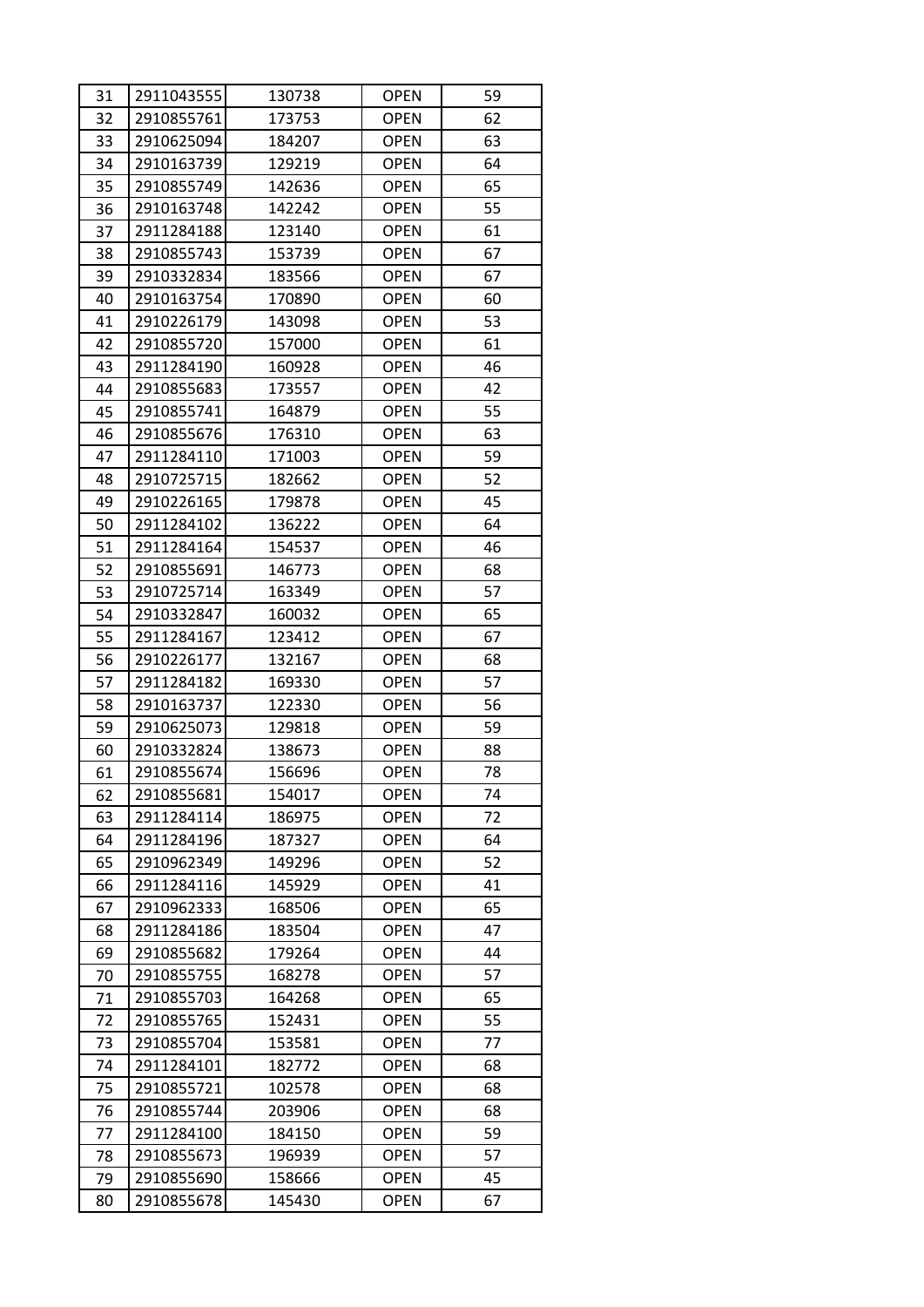| 31 | 2911043555 | 130738 | OPEN | 59 |
|---|---|---|---|---|
| 32 | 2910855761 | 173753 | OPEN | 62 |
| 33 | 2910625094 | 184207 | OPEN | 63 |
| 34 | 2910163739 | 129219 | OPEN | 64 |
| 35 | 2910855749 | 142636 | OPEN | 65 |
| 36 | 2910163748 | 142242 | OPEN | 55 |
| 37 | 2911284188 | 123140 | OPEN | 61 |
| 38 | 2910855743 | 153739 | OPEN | 67 |
| 39 | 2910332834 | 183566 | OPEN | 67 |
| 40 | 2910163754 | 170890 | OPEN | 60 |
| 41 | 2910226179 | 143098 | OPEN | 53 |
| 42 | 2910855720 | 157000 | OPEN | 61 |
| 43 | 2911284190 | 160928 | OPEN | 46 |
| 44 | 2910855683 | 173557 | OPEN | 42 |
| 45 | 2910855741 | 164879 | OPEN | 55 |
| 46 | 2910855676 | 176310 | OPEN | 63 |
| 47 | 2911284110 | 171003 | OPEN | 59 |
| 48 | 2910725715 | 182662 | OPEN | 52 |
| 49 | 2910226165 | 179878 | OPEN | 45 |
| 50 | 2911284102 | 136222 | OPEN | 64 |
| 51 | 2911284164 | 154537 | OPEN | 46 |
| 52 | 2910855691 | 146773 | OPEN | 68 |
| 53 | 2910725714 | 163349 | OPEN | 57 |
| 54 | 2910332847 | 160032 | OPEN | 65 |
| 55 | 2911284167 | 123412 | OPEN | 67 |
| 56 | 2910226177 | 132167 | OPEN | 68 |
| 57 | 2911284182 | 169330 | OPEN | 57 |
| 58 | 2910163737 | 122330 | OPEN | 56 |
| 59 | 2910625073 | 129818 | OPEN | 59 |
| 60 | 2910332824 | 138673 | OPEN | 88 |
| 61 | 2910855674 | 156696 | OPEN | 78 |
| 62 | 2910855681 | 154017 | OPEN | 74 |
| 63 | 2911284114 | 186975 | OPEN | 72 |
| 64 | 2911284196 | 187327 | OPEN | 64 |
| 65 | 2910962349 | 149296 | OPEN | 52 |
| 66 | 2911284116 | 145929 | OPEN | 41 |
| 67 | 2910962333 | 168506 | OPEN | 65 |
| 68 | 2911284186 | 183504 | OPEN | 47 |
| 69 | 2910855682 | 179264 | OPEN | 44 |
| 70 | 2910855755 | 168278 | OPEN | 57 |
| 71 | 2910855703 | 164268 | OPEN | 65 |
| 72 | 2910855765 | 152431 | OPEN | 55 |
| 73 | 2910855704 | 153581 | OPEN | 77 |
| 74 | 2911284101 | 182772 | OPEN | 68 |
| 75 | 2910855721 | 102578 | OPEN | 68 |
| 76 | 2910855744 | 203906 | OPEN | 68 |
| 77 | 2911284100 | 184150 | OPEN | 59 |
| 78 | 2910855673 | 196939 | OPEN | 57 |
| 79 | 2910855690 | 158666 | OPEN | 45 |
| 80 | 2910855678 | 145430 | OPEN | 67 |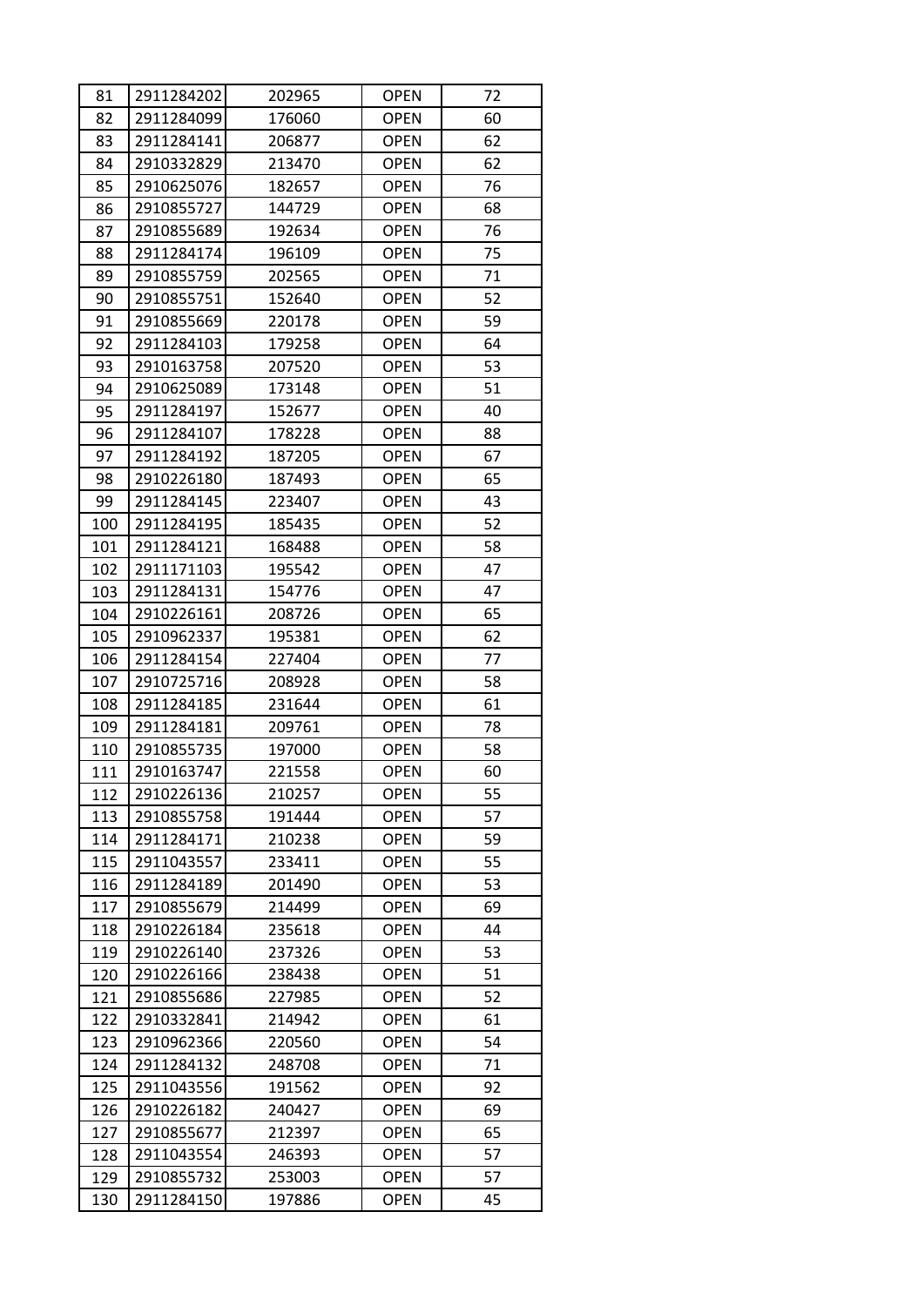| 81 | 2911284202 | 202965 | OPEN | 72 |
|---|---|---|---|---|
| 82 | 2911284099 | 176060 | OPEN | 60 |
| 83 | 2911284141 | 206877 | OPEN | 62 |
| 84 | 2910332829 | 213470 | OPEN | 62 |
| 85 | 2910625076 | 182657 | OPEN | 76 |
| 86 | 2910855727 | 144729 | OPEN | 68 |
| 87 | 2910855689 | 192634 | OPEN | 76 |
| 88 | 2911284174 | 196109 | OPEN | 75 |
| 89 | 2910855759 | 202565 | OPEN | 71 |
| 90 | 2910855751 | 152640 | OPEN | 52 |
| 91 | 2910855669 | 220178 | OPEN | 59 |
| 92 | 2911284103 | 179258 | OPEN | 64 |
| 93 | 2910163758 | 207520 | OPEN | 53 |
| 94 | 2910625089 | 173148 | OPEN | 51 |
| 95 | 2911284197 | 152677 | OPEN | 40 |
| 96 | 2911284107 | 178228 | OPEN | 88 |
| 97 | 2911284192 | 187205 | OPEN | 67 |
| 98 | 2910226180 | 187493 | OPEN | 65 |
| 99 | 2911284145 | 223407 | OPEN | 43 |
| 100 | 2911284195 | 185435 | OPEN | 52 |
| 101 | 2911284121 | 168488 | OPEN | 58 |
| 102 | 2911171103 | 195542 | OPEN | 47 |
| 103 | 2911284131 | 154776 | OPEN | 47 |
| 104 | 2910226161 | 208726 | OPEN | 65 |
| 105 | 2910962337 | 195381 | OPEN | 62 |
| 106 | 2911284154 | 227404 | OPEN | 77 |
| 107 | 2910725716 | 208928 | OPEN | 58 |
| 108 | 2911284185 | 231644 | OPEN | 61 |
| 109 | 2911284181 | 209761 | OPEN | 78 |
| 110 | 2910855735 | 197000 | OPEN | 58 |
| 111 | 2910163747 | 221558 | OPEN | 60 |
| 112 | 2910226136 | 210257 | OPEN | 55 |
| 113 | 2910855758 | 191444 | OPEN | 57 |
| 114 | 2911284171 | 210238 | OPEN | 59 |
| 115 | 2911043557 | 233411 | OPEN | 55 |
| 116 | 2911284189 | 201490 | OPEN | 53 |
| 117 | 2910855679 | 214499 | OPEN | 69 |
| 118 | 2910226184 | 235618 | OPEN | 44 |
| 119 | 2910226140 | 237326 | OPEN | 53 |
| 120 | 2910226166 | 238438 | OPEN | 51 |
| 121 | 2910855686 | 227985 | OPEN | 52 |
| 122 | 2910332841 | 214942 | OPEN | 61 |
| 123 | 2910962366 | 220560 | OPEN | 54 |
| 124 | 2911284132 | 248708 | OPEN | 71 |
| 125 | 2911043556 | 191562 | OPEN | 92 |
| 126 | 2910226182 | 240427 | OPEN | 69 |
| 127 | 2910855677 | 212397 | OPEN | 65 |
| 128 | 2911043554 | 246393 | OPEN | 57 |
| 129 | 2910855732 | 253003 | OPEN | 57 |
| 130 | 2911284150 | 197886 | OPEN | 45 |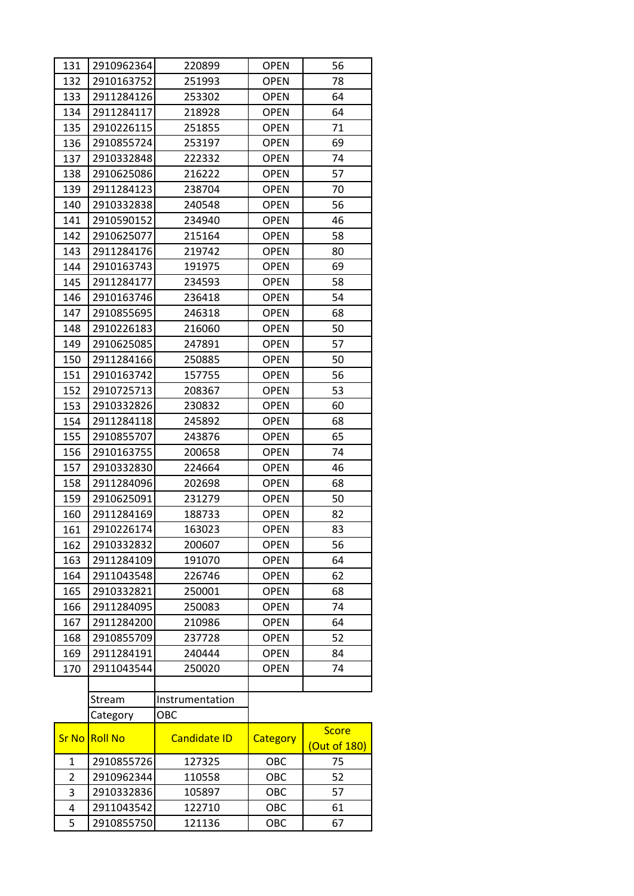| 131 | 2910962364 | 220899 | OPEN | 56 |
|---|---|---|---|---|
| 132 | 2910163752 | 251993 | OPEN | 78 |
| 133 | 2911284126 | 253302 | OPEN | 64 |
| 134 | 2911284117 | 218928 | OPEN | 64 |
| 135 | 2910226115 | 251855 | OPEN | 71 |
| 136 | 2910855724 | 253197 | OPEN | 69 |
| 137 | 2910332848 | 222332 | OPEN | 74 |
| 138 | 2910625086 | 216222 | OPEN | 57 |
| 139 | 2911284123 | 238704 | OPEN | 70 |
| 140 | 2910332838 | 240548 | OPEN | 56 |
| 141 | 2910590152 | 234940 | OPEN | 46 |
| 142 | 2910625077 | 215164 | OPEN | 58 |
| 143 | 2911284176 | 219742 | OPEN | 80 |
| 144 | 2910163743 | 191975 | OPEN | 69 |
| 145 | 2911284177 | 234593 | OPEN | 58 |
| 146 | 2910163746 | 236418 | OPEN | 54 |
| 147 | 2910855695 | 246318 | OPEN | 68 |
| 148 | 2910226183 | 216060 | OPEN | 50 |
| 149 | 2910625085 | 247891 | OPEN | 57 |
| 150 | 2911284166 | 250885 | OPEN | 50 |
| 151 | 2910163742 | 157755 | OPEN | 56 |
| 152 | 2910725713 | 208367 | OPEN | 53 |
| 153 | 2910332826 | 230832 | OPEN | 60 |
| 154 | 2911284118 | 245892 | OPEN | 68 |
| 155 | 2910855707 | 243876 | OPEN | 65 |
| 156 | 2910163755 | 200658 | OPEN | 74 |
| 157 | 2910332830 | 224664 | OPEN | 46 |
| 158 | 2911284096 | 202698 | OPEN | 68 |
| 159 | 2910625091 | 231279 | OPEN | 50 |
| 160 | 2911284169 | 188733 | OPEN | 82 |
| 161 | 2910226174 | 163023 | OPEN | 83 |
| 162 | 2910332832 | 200607 | OPEN | 56 |
| 163 | 2911284109 | 191070 | OPEN | 64 |
| 164 | 2911043548 | 226746 | OPEN | 62 |
| 165 | 2910332821 | 250001 | OPEN | 68 |
| 166 | 2911284095 | 250083 | OPEN | 74 |
| 167 | 2911284200 | 210986 | OPEN | 64 |
| 168 | 2910855709 | 237728 | OPEN | 52 |
| 169 | 2911284191 | 240444 | OPEN | 84 |
| 170 | 2911043544 | 250020 | OPEN | 74 |

| | | |
|---|---|---|
| | Stream | Instrumentation |
| | Category | OBC |

| Sr No | Roll No | Candidate ID | Category | Score (Out of 180) |
|---|---|---|---|---|
| 1 | 2910855726 | 127325 | OBC | 75 |
| 2 | 2910962344 | 110558 | OBC | 52 |
| 3 | 2910332836 | 105897 | OBC | 57 |
| 4 | 2911043542 | 122710 | OBC | 61 |
| 5 | 2910855750 | 121136 | OBC | 67 |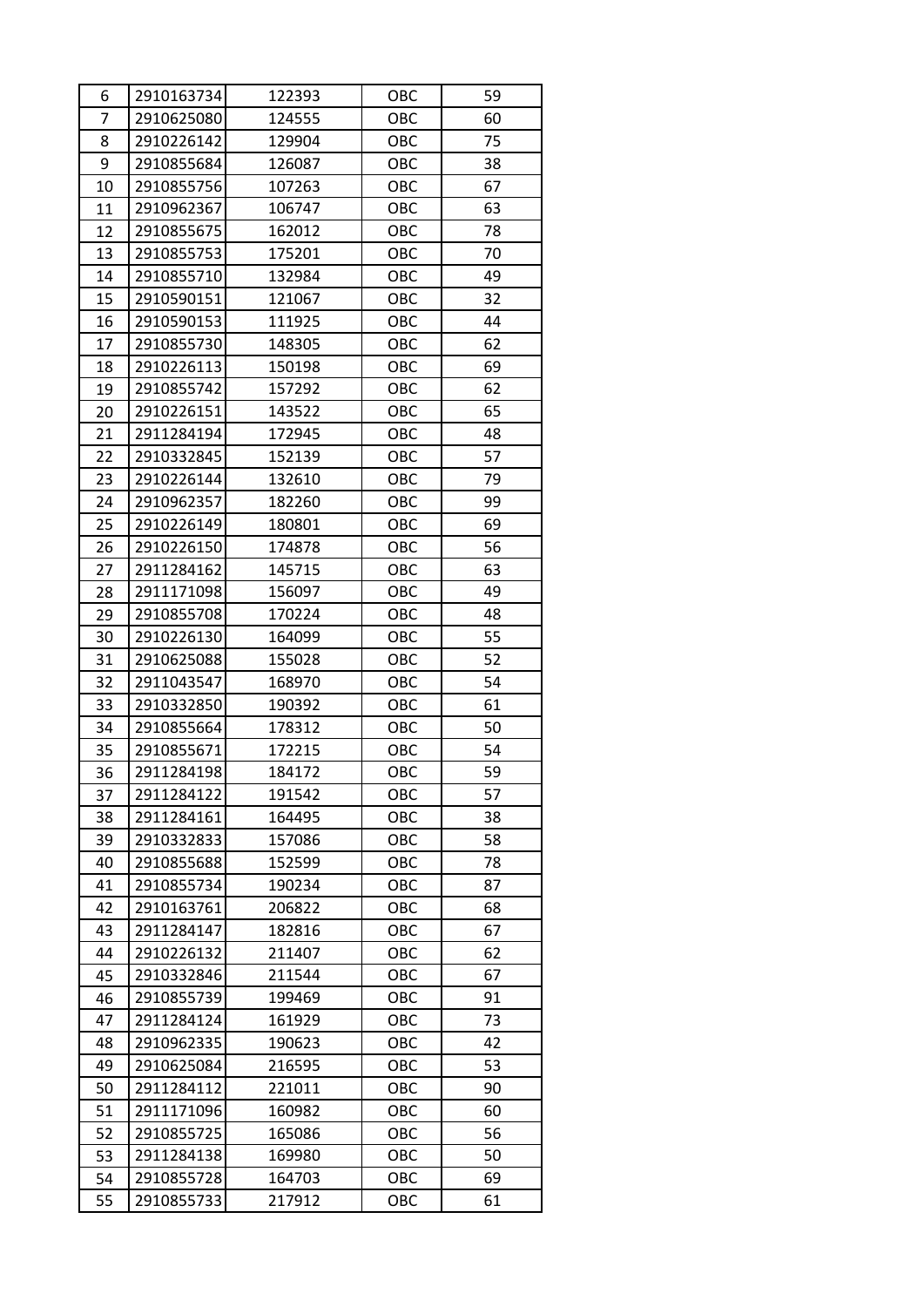| 6 | 2910163734 | 122393 | OBC | 59 |
|---|---|---|---|---|
| 7 | 2910625080 | 124555 | OBC | 60 |
| 8 | 2910226142 | 129904 | OBC | 75 |
| 9 | 2910855684 | 126087 | OBC | 38 |
| 10 | 2910855756 | 107263 | OBC | 67 |
| 11 | 2910962367 | 106747 | OBC | 63 |
| 12 | 2910855675 | 162012 | OBC | 78 |
| 13 | 2910855753 | 175201 | OBC | 70 |
| 14 | 2910855710 | 132984 | OBC | 49 |
| 15 | 2910590151 | 121067 | OBC | 32 |
| 16 | 2910590153 | 111925 | OBC | 44 |
| 17 | 2910855730 | 148305 | OBC | 62 |
| 18 | 2910226113 | 150198 | OBC | 69 |
| 19 | 2910855742 | 157292 | OBC | 62 |
| 20 | 2910226151 | 143522 | OBC | 65 |
| 21 | 2911284194 | 172945 | OBC | 48 |
| 22 | 2910332845 | 152139 | OBC | 57 |
| 23 | 2910226144 | 132610 | OBC | 79 |
| 24 | 2910962357 | 182260 | OBC | 99 |
| 25 | 2910226149 | 180801 | OBC | 69 |
| 26 | 2910226150 | 174878 | OBC | 56 |
| 27 | 2911284162 | 145715 | OBC | 63 |
| 28 | 2911171098 | 156097 | OBC | 49 |
| 29 | 2910855708 | 170224 | OBC | 48 |
| 30 | 2910226130 | 164099 | OBC | 55 |
| 31 | 2910625088 | 155028 | OBC | 52 |
| 32 | 2911043547 | 168970 | OBC | 54 |
| 33 | 2910332850 | 190392 | OBC | 61 |
| 34 | 2910855664 | 178312 | OBC | 50 |
| 35 | 2910855671 | 172215 | OBC | 54 |
| 36 | 2911284198 | 184172 | OBC | 59 |
| 37 | 2911284122 | 191542 | OBC | 57 |
| 38 | 2911284161 | 164495 | OBC | 38 |
| 39 | 2910332833 | 157086 | OBC | 58 |
| 40 | 2910855688 | 152599 | OBC | 78 |
| 41 | 2910855734 | 190234 | OBC | 87 |
| 42 | 2910163761 | 206822 | OBC | 68 |
| 43 | 2911284147 | 182816 | OBC | 67 |
| 44 | 2910226132 | 211407 | OBC | 62 |
| 45 | 2910332846 | 211544 | OBC | 67 |
| 46 | 2910855739 | 199469 | OBC | 91 |
| 47 | 2911284124 | 161929 | OBC | 73 |
| 48 | 2910962335 | 190623 | OBC | 42 |
| 49 | 2910625084 | 216595 | OBC | 53 |
| 50 | 2911284112 | 221011 | OBC | 90 |
| 51 | 2911171096 | 160982 | OBC | 60 |
| 52 | 2910855725 | 165086 | OBC | 56 |
| 53 | 2911284138 | 169980 | OBC | 50 |
| 54 | 2910855728 | 164703 | OBC | 69 |
| 55 | 2910855733 | 217912 | OBC | 61 |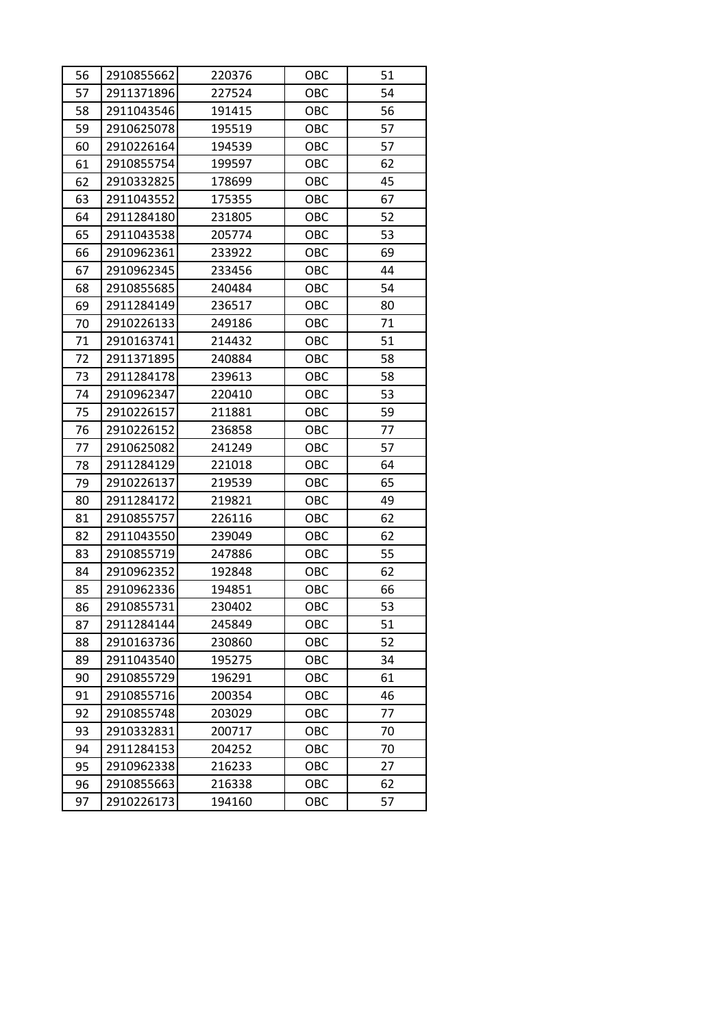| | | | | |
|---|---|---|---|---|
| 56 | 2910855662 | 220376 | OBC | 51 |
| 57 | 2911371896 | 227524 | OBC | 54 |
| 58 | 2911043546 | 191415 | OBC | 56 |
| 59 | 2910625078 | 195519 | OBC | 57 |
| 60 | 2910226164 | 194539 | OBC | 57 |
| 61 | 2910855754 | 199597 | OBC | 62 |
| 62 | 2910332825 | 178699 | OBC | 45 |
| 63 | 2911043552 | 175355 | OBC | 67 |
| 64 | 2911284180 | 231805 | OBC | 52 |
| 65 | 2911043538 | 205774 | OBC | 53 |
| 66 | 2910962361 | 233922 | OBC | 69 |
| 67 | 2910962345 | 233456 | OBC | 44 |
| 68 | 2910855685 | 240484 | OBC | 54 |
| 69 | 2911284149 | 236517 | OBC | 80 |
| 70 | 2910226133 | 249186 | OBC | 71 |
| 71 | 2910163741 | 214432 | OBC | 51 |
| 72 | 2911371895 | 240884 | OBC | 58 |
| 73 | 2911284178 | 239613 | OBC | 58 |
| 74 | 2910962347 | 220410 | OBC | 53 |
| 75 | 2910226157 | 211881 | OBC | 59 |
| 76 | 2910226152 | 236858 | OBC | 77 |
| 77 | 2910625082 | 241249 | OBC | 57 |
| 78 | 2911284129 | 221018 | OBC | 64 |
| 79 | 2910226137 | 219539 | OBC | 65 |
| 80 | 2911284172 | 219821 | OBC | 49 |
| 81 | 2910855757 | 226116 | OBC | 62 |
| 82 | 2911043550 | 239049 | OBC | 62 |
| 83 | 2910855719 | 247886 | OBC | 55 |
| 84 | 2910962352 | 192848 | OBC | 62 |
| 85 | 2910962336 | 194851 | OBC | 66 |
| 86 | 2910855731 | 230402 | OBC | 53 |
| 87 | 2911284144 | 245849 | OBC | 51 |
| 88 | 2910163736 | 230860 | OBC | 52 |
| 89 | 2911043540 | 195275 | OBC | 34 |
| 90 | 2910855729 | 196291 | OBC | 61 |
| 91 | 2910855716 | 200354 | OBC | 46 |
| 92 | 2910855748 | 203029 | OBC | 77 |
| 93 | 2910332831 | 200717 | OBC | 70 |
| 94 | 2911284153 | 204252 | OBC | 70 |
| 95 | 2910962338 | 216233 | OBC | 27 |
| 96 | 2910855663 | 216338 | OBC | 62 |
| 97 | 2910226173 | 194160 | OBC | 57 |